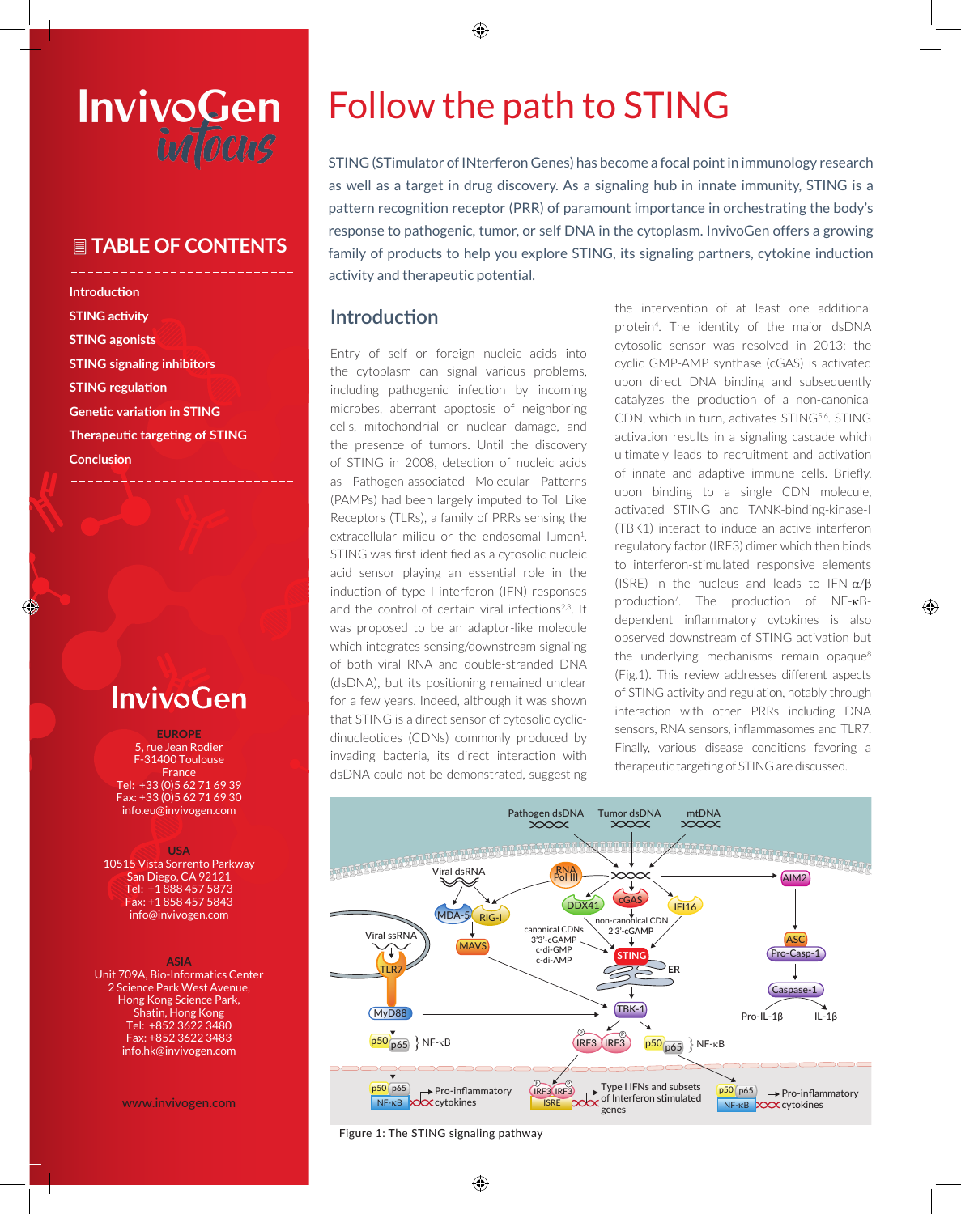InvivoGen *infocus*

## TABLE OF CONTENTS

- Introduction
- STING activity
- STING agonists
- STING signaling inhibitors
- STING regulation
- Genetic variation in STING
- Therapeutic targeting of STING
- Conclusion

InvivoGen

**EUROPE**
5, rue Jean Rodier
F-31400 Toulouse
France
Tel: +33 (0)5 62 71 69 39
Fax: +33 (0)5 62 71 69 30
info.eu@invivogen.com

**USA**
10515 Vista Sorrento Parkway
San Diego, CA 92121
Tel: +1 888 457 5873
Fax: +1 858 457 5843
info@invivogen.com

**ASIA**
Unit 709A, Bio-Informatics Center
2 Science Park West Avenue,
Hong Kong Science Park,
Shatin, Hong Kong
Tel: +852 3622 3480
Fax: +852 3622 3483
info.hk@invivogen.com

www.invivogen.com

# Follow the path to STING

STING (STimulator of INterferon Genes) has become a focal point in immunology research as well as a target in drug discovery. As a signaling hub in innate immunity, STING is a pattern recognition receptor (PRR) of paramount importance in orchestrating the body's response to pathogenic, tumor, or self DNA in the cytoplasm. InvivoGen offers a growing family of products to help you explore STING, its signaling partners, cytokine induction activity and therapeutic potential.

## Introduction

Entry of self or foreign nucleic acids into the cytoplasm can signal various problems, including pathogenic infection by incoming microbes, aberrant apoptosis of neighboring cells, mitochondrial or nuclear damage, and the presence of tumors. Until the discovery of STING in 2008, detection of nucleic acids as Pathogen-associated Molecular Patterns (PAMPs) had been largely imputed to Toll Like Receptors (TLRs), a family of PRRs sensing the extracellular milieu or the endosomal lumen[1]. STING was first identified as a cytosolic nucleic acid sensor playing an essential role in the induction of type I interferon (IFN) responses and the control of certain viral infections[2,3]. It was proposed to be an adaptor-like molecule which integrates sensing/downstream signaling of both viral RNA and double-straned DNA (dsDNA), but its positioning remained unclear for a few years. Indeed, although it was shown that STING is a direct sensor of cytosolic cyclic-dinucleotides (CDNs) commonly produced by invading bacteria, its direct interaction with dsDNA could not be demonstrated, suggesting the intervention of at least one additional protein[4]. The identity of the major dsDNA cytosolic sensor was resolved in 2013: the cyclic GMP-AMP synthase (cGAS) is activated upon direct DNA binding and subsequently catalyzes the production of a non-canonical CDN, which in turn, activates STING[5,6]. STING activation results in a signaling cascade which ultimately leads to recruitment and activation of innate and adaptive immune cells. Briefly, upon binding to a single CDN molecule, activated STING and TANK-binding-kinase-I (TBK1) interact to induce an active interferon regulatory factor (IRF3) dimer which then binds to interferon-stimulated responsive elements (ISRE) in the nucleus and leads to IFN-$\alpha/\beta$ production[7]. The production of NF-$\kappa$B-dependent inflammatory cytokines is also observed downstream of STING activation but the underlying mechanisms remain opaque[8] (Fig.1). This review addresses different aspects of STING activity and regulation, notably through interaction with other PRRs including DNA sensors, RNA sensors, inflammasomes and TLR7. Finally, various disease conditions favoring a therapeutic targeting of STING are discussed.

Figure 1: The STING signaling pathway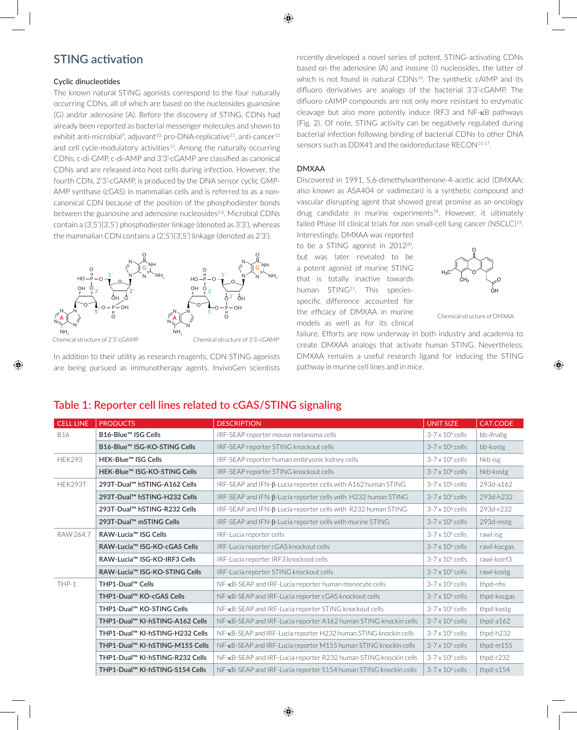## STING activation

### Cyclic dinucleotides

The known natural STING agonists correspond to the four naturally occurring CDNs, all of which are based on the nucleosides guanosine (G) and/or adenosine (A). Before the discovery of STING, CDNs had already been reported as bacterial messenger molecules and shown to exhibit anti-microbial[9], adjuvant[10], pro-DNA-replicative[11], anti-cancer[12] and cell cycle-modulatory activities[13]. Among the naturally occurring CDNs, c-di-GMP, c-di-AMP and 3'3'-cGAMP are classified as canonical CDNs and are released into host cells during infection. However, the fourth CDN, 2'3'-cGAMP, is produced by the DNA sensor cyclic GMP-AMP synthase (cGAS) in mammalian cells and is referred to as a non-canonical CDN because of the position of the phosphodiester bonds between the guanosine and adenosine nucleosides[5,6]. Microbial CDNs contain a (3',5')(3',5') phosphodiester linkage (denoted as 3'3'), whereas the mammalian CDN contains a (2',5')(3',5') linkage (denoted as 2'3').

Chemical structure of 2'3'-cGAMP

Chemical structure of 3'3'-cGAMP

In addition to their utility as research reagents, CDN STING agonists are being pursued as immunotherapy agents. InvivoGen scientists recently developed a novel series of potent, STING-activating CDNs based on the adenosine (A) and inosine (I) nucleosides, the latter of which is not found in natural CDNs[14]. The synthetic cAIMP and its difluoro derivatives are analogs of the bacterial 3'3'-cGAMP. The difluoro cAIMP compounds are not only more resistant to enzymatic cleavage but also more potently induce IRF3 and NF-κB pathways (Fig. 2). Of note, STING activity can be negatively regulated during bacterial infection following binding of bacterial CDNs to other DNA sensors such as DDX41 and the oxidoreductase RECON[15-17].

### DMXAA

Discovered in 1991, 5,6-dimethylxanthenone-4-acetic acid (DMXAA; also known as ASA404 or vadimezan) is a synthetic compound and vascular disrupting agent that showed great promise as an oncology drug candidate in murine experiments[18]. However, it ultimately failed Phase III clinical trials for non small-cell lung cancer (NSCLC)[19]. Interestingly, DMXAA was reported to be a STING agonist in 2012[20], but was later revealed to be a potent agonist of murine STING that is totally inactive towards human STING[21]. This species-specific difference accounted for the efficacy of DMXAA in murine models as well as for its clinical failure. Efforts are now underway in both industry and academia to create DMXAA analogs that activate human STING. Nevertheless, DMXAA remains a useful research ligand for inducing the STING pathway in murine cell lines and in mice.

Chemical structure of DMXAA

## Table 1: Reporter cell lines related to cGAS/STING signaling

| CELL LINE | PRODUCTS | DESCRIPTION | UNIT SIZE | CAT.CODE |
|---|---|---|---|---|
| B16 | **B16-Blue™ ISG Cells** | IRF-SEAP reporter mouse melanoma cells | 3-7 x 10⁶ cells | bb-ifnabg |
| | **B16-Blue™ ISG-KO-STING Cells** | IRF-SEAP reporter STING knockout cells | 3-7 x 10⁶ cells | bb-kostg |
| HEK293 | **HEK-Blue™ ISG Cells** | IRF-SEAP reporter human embryonic kidney cells | 3-7 x 10⁶ cells | hkb-isg |
| | **HEK-Blue™ ISG-KO-STING Cells** | IRF-SEAP reporter STING knockout cells | 3-7 x 10⁶ cells | hkb-kostg |
| HEK293T | **293T-Dual™ hSTING-A162 Cells** | IRF-SEAP and IFN-β-Lucia reporter cells with A162 human STING | 3-7 x 10⁶ cells | 293d-a162 |
| | **293T-Dual™ hSTING-H232 Cells** | IRF-SEAP and IFN-β-Lucia reporter cells with H232 human STING | 3-7 x 10⁶ cells | 293d-h232 |
| | **293T-Dual™ hSTING-R232 Cells** | IRF-SEAP and IFN-β-Lucia reporter cells with R232 human STING | 3-7 x 10⁶ cells | 293d-r232 |
| | **293T-Dual™ mSTING Cells** | IRF-SEAP and IFN-β-Lucia reporter cells with murine STING | 3-7 x 10⁶ cells | 293d-mstg |
| RAW 264.7 | **RAW-Lucia™ ISG Cells** | IRF-Lucia reporter cells | 3-7 x 10⁶ cells | rawl-isg |
| | **RAW-Lucia™ ISG-KO-cGAS Cells** | IRF-Lucia reporter cGAS knockout cells | 3-7 x 10⁶ cells | rawl-kocgas |
| | **RAW-Lucia™ ISG-KO-IRF3 Cells** | IRF-Lucia reporter IRF3 knockout cells | 3-7 x 10⁶ cells | rawl-koirf3 |
| | **RAW-Lucia™ ISG-KO-STING Cells** | IRF-Lucia reporter STING knockout cells | 3-7 x 10⁶ cells | rawl-kostg |
| THP-1 | **THP1-Dual™ Cells** | NF-κB-SEAP and IRF-Lucia reporter human monocyte cells | 3-7 x 10⁶ cells | thpd-nfis |
| | **THP1-Dual™ KO-cGAS Cells** | NF-κB-SEAP and IRF-Lucia reporter cGAS knockout cells | 3-7 x 10⁶ cells | thpd-kocgas |
| | **THP1-Dual™ KO-STING Cells** | NF-κB-SEAP and IRF-Lucia reporter STING knockout cells | 3-7 x 10⁶ cells | thpd-kostg |
| | **THP1-Dual™ KI-hSTING-A162 Cells** | NF-κB-SEAP and IRF-Lucia reporter A162 human STING knockin cells | 3-7 x 10⁶ cells | thpd-a162 |
| | **THP1-Dual™ KI-hSTING-H232 Cells** | NF-κB-SEAP and IRF-Lucia reporter H232 human STING knockin cells | 3-7 x 10⁶ cells | thpd-h232 |
| | **THP1-Dual™ KI-hSTING-M155 Cells** | NF-κB-SEAP and IRF-Lucia reporter M155 human STING knockin cells | 3-7 x 10⁶ cells | thpd-m155 |
| | **THP1-Dual™ KI-hSTING-R232 Cells** | NF-κB-SEAP and IRF-Lucia reporter R232 human STING knockin cells | 3-7 x 10⁶ cells | thpd-r232 |
| | **THP1-Dual™ KI-hSTING-S154 Cells** | NF-κB-SEAP and IRF-Lucia reporter S154 human STING knockin cells | 3-7 x 10⁶ cells | thpd-s154 |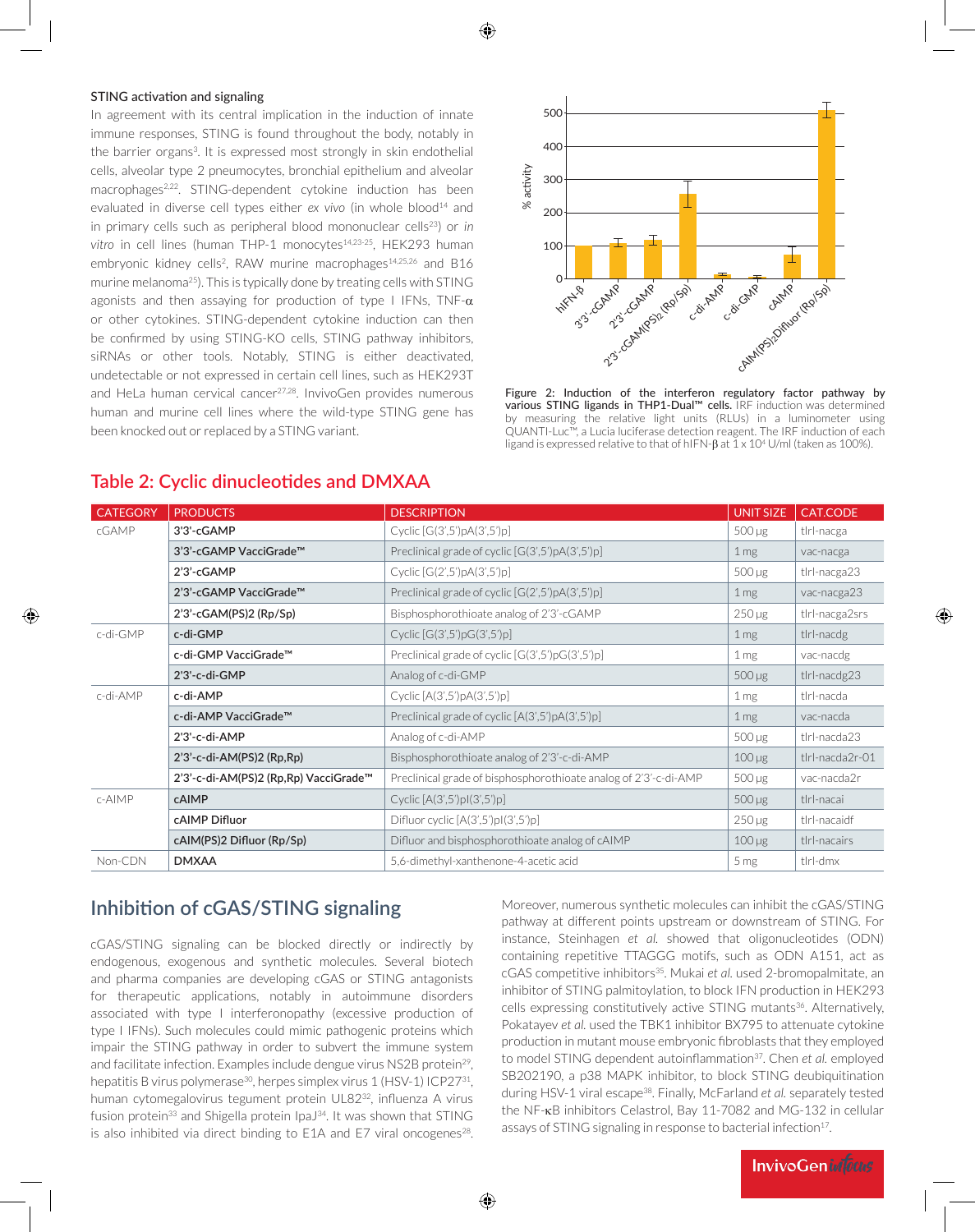### STING activation and signaling

In agreement with its central implication in the induction of innate immune responses, STING is found throughout the body, notably in the barrier organs[3]. It is expressed most strongly in skin endothelial cells, alveolar type 2 pneumocytes, bronchial epithelium and alveolar macrophages[2,22]. STING-dependent cytokine induction has been evaluated in diverse cell types either *ex vivo* (in whole blood[14] and in primary cells such as peripheral blood mononuclear cells[23]) or *in vitro* in cell lines (human THP-1 monocytes[14,23-25], HEK293 human embryonic kidney cells[2], RAW murine macrophages[14,25,26] and B16 murine melanoma[25]). This is typically done by treating cells with STING agonists and then assaying for production of type I IFNs, TNF-α or other cytokines. STING-dependent cytokine induction can then be confirmed by using STING-KO cells, STING pathway inhibitors, siRNAs or other tools. Notably, STING is either deactivated, undetectable or not expressed in certain cell lines, such as HEK293T and HeLa human cervical cancer[27,28]. InvivoGen provides numerous human and murine cell lines where the wild-type STING gene has been knocked out or replaced by a STING variant.

**Figure 2: Induction of the interferon regulatory factor pathway by various STING ligands in THP1-Dual™ cells.** IRF induction was determined by measuring the relative light units (RLUs) in a luminometer using QUANTI-Luc™, a Lucia luciferase detection reagent. The IRF induction of each ligand is expressed relative to that of hIFN-β at $1 \times 10^4$ U/ml (taken as 100%).

## Table 2: Cyclic dinucleotides and DMXAA

| CATEGORY | PRODUCTS | DESCRIPTION | UNIT SIZE | CAT.CODE |
|---|---|---|---|---|
| cGAMP | **3'3'-cGAMP** | Cyclic [G(3',5')pA(3',5')p] | 500 µg | tlrl-nacga |
| | **3'3'-cGAMP VacciGrade™** | Preclinical grade of cyclic [G(3',5')pA(3',5')p] | 1 mg | vac-nacga |
| | **2'3'-cGAMP** | Cyclic [G(2',5')pA(3',5')p] | 500 µg | tlrl-nacga23 |
| | **2'3'-cGAMP VacciGrade™** | Preclinical grade of cyclic [G(2',5')pA(3',5')p] | 1 mg | vac-nacga23 |
| | **2'3'-cGAM(PS)2 (Rp/Sp)** | Bisphosphorothioate analog of 2'3'-cGAMP | 250 µg | tlrl-nacga2srs |
| c-di-GMP | **c-di-GMP** | Cyclic [G(3',5')pG(3',5')p] | 1 mg | tlrl-nacdg |
| | **c-di-GMP VacciGrade™** | Preclinical grade of cyclic [G(3',5')pG(3',5')p] | 1 mg | vac-nacdg |
| | **2'3'-c-di-GMP** | Analog of c-di-GMP | 500 µg | tlrl-nacdg23 |
| c-di-AMP | **c-di-AMP** | Cyclic [A(3',5')pA(3',5')p] | 1 mg | tlrl-nacda |
| | **c-di-AMP VacciGrade™** | Preclinical grade of cyclic [A(3',5')pA(3',5')p] | 1 mg | vac-nacda |
| | **2'3'-c-di-AMP** | Analog of c-di-AMP | 500 µg | tlrl-nacda23 |
| | **2'3'-c-di-AM(PS)2 (Rp,Rp)** | Bisphosphorothioate analog of 2'3'-c-di-AMP | 100 µg | tlrl-nacda2r-01 |
| | **2'3'-c-di-AM(PS)2 (Rp,Rp) VacciGrade™** | Preclinical grade of bisphosphorothioate analog of 2'3'-c-di-AMP | 500 µg | vac-nacda2r |
| c-AIMP | **cAIMP** | Cyclic [A(3',5')pI(3',5')p] | 500 µg | tlrl-nacai |
| | **cAIMP Difluor** | Difluor cyclic [A(3',5')pI(3',5')p] | 250 µg | tlrl-nacaidf |
| | **cAIM(PS)2 Difluor (Rp/Sp)** | Difluor and bisphosphorothioate analog of cAIMP | 100 µg | tlrl-nacairs |
| Non-CDN | **DMXAA** | 5,6-dimethyl-xanthenone-4-acetic acid | 5 mg | tlrl-dmx |

## Inhibition of cGAS/STING signaling

cGAS/STING signaling can be blocked directly or indirectly by endogenous, exogenous and synthetic molecules. Several biotech and pharma companies are developing cGAS or STING antagonists for therapeutic applications, notably in autoimmune disorders associated with type I interferonopathy (excessive production of type I IFNs). Such molecules could mimic pathogenic proteins which impair the STING pathway in order to subvert the immune system and facilitate infection. Examples include dengue virus NS2B protein[29], hepatitis B virus polymerase[30], herpes simplex virus 1 (HSV-1) ICP27[31], human cytomegalovirus tegument protein UL82[32], influenza A virus fusion protein[33] and Shigella protein IpaJ[34]. It was shown that STING is also inhibited via direct binding to E1A and E7 viral oncogenes[28].

Moreover, numerous synthetic molecules can inhibit the cGAS/STING pathway at different points upstream or downstream of STING. For instance, Steinhagen *et al.* showed that oligonucleotides (ODN) containing repetitive TTAGGG motifs, such as ODN A151, act as cGAS competitive inhibitors[35]. Mukai *et al.* used 2-bromopalmitate, an inhibitor of STING palmitoylation, to block IFN production in HEK293 cells expressing constitutively active STING mutants[36]. Alternatively, Pokatayev *et al.* used the TBK1 inhibitor BX795 to attenuate cytokine production in mutant mouse embryonic fibroblasts that they employed to model STING dependent autoinflammation[37]. Chen *et al.* employed SB202190, a p38 MAPK inhibitor, to block STING deubiquitination during HSV-1 viral escape[38]. Finally, McFarland *et al.* separately tested the NF-κB inhibitors Celastrol, Bay 11-7082 and MG-132 in cellular assays of STING signaling in response to bacterial infection[17].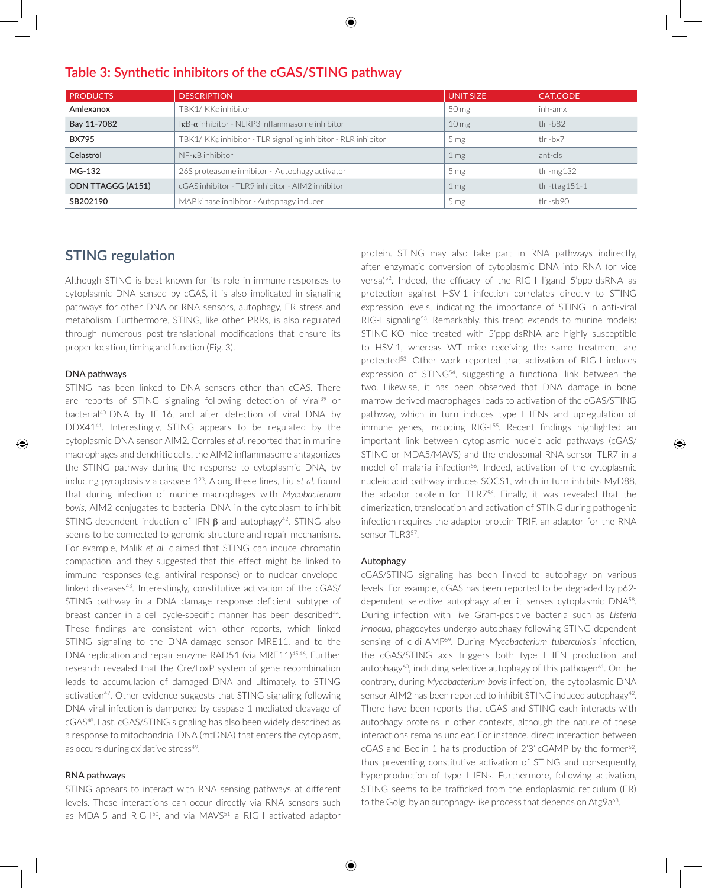## Table 3: Synthetic inhibitors of the cGAS/STING pathway

| PRODUCTS | DESCRIPTION | UNIT SIZE | CAT.CODE |
|---|---|---|---|
| **Amlexanox** | TBK1/IKKε inhibitor | 50 mg | inh-amx |
| **Bay 11-7082** | IκB-α inhibitor - NLRP3 inflammasome inhibitor | 10 mg | tlrl-b82 |
| **BX795** | TBK1/IKKε inhibitor - TLR signaling inhibitor - RLR inhibitor | 5 mg | tlrl-bx7 |
| **Celastrol** | NF-κB inhibitor | 1 mg | ant-cls |
| **MG-132** | 26S proteasome inhibitor - Autophagy activator | 5 mg | tlrl-mg132 |
| **ODN TTAGGG (A151)** | cGAS inhibitor - TLR9 inhibitor - AIM2 inhibitor | 1 mg | tlrl-ttag151-1 |
| **SB202190** | MAP kinase inhibitor - Autophagy inducer | 5 mg | tlrl-sb90 |

## STING regulation

Although STING is best known for its role in immune responses to cytoplasmic DNA sensed by cGAS, it is also implicated in signaling pathways for other DNA or RNA sensors, autophagy, ER stress and metabolism. Furthermore, STING, like other PRRs, is also regulated through numerous post-translational modifications that ensure its proper location, timing and function (Fig. 3).

### DNA pathways

STING has been linked to DNA sensors other than cGAS. There are reports of STING signaling following detection of viral[39] or bacterial[40] DNA by IFI16, and after detection of viral DNA by DDX41[41]. Interestingly, STING appears to be regulated by the cytoplasmic DNA sensor AIM2. Corrales *et al.* reported that in murine macrophages and dendritic cells, the AIM2 inflammasome antagonizes the STING pathway during the response to cytoplasmic DNA, by inducing pyroptosis via caspase 1[23]. Along these lines, Liu *et al.* found that during infection of murine macrophages with *Mycobacterium bovis*, AIM2 conjugates to bacterial DNA in the cytoplasm to inhibit STING-dependent induction of IFN-β and autophagy[42]. STING also seems to be connected to genomic structure and repair mechanisms. For example, Malik *et al.* claimed that STING can induce chromatin compaction, and they suggested that this effect might be linked to immune responses (e.g. antiviral response) or to nuclear envelope-linked diseases[43]. Interestingly, constitutive activation of the cGAS/STING pathway in a DNA damage response deficient subtype of breast cancer in a cell cycle-specific manner has been described[44]. These findings are consistent with other reports, which linked STING signaling to the DNA-damage sensor MRE11, and to the DNA replication and repair enzyme RAD51 (via MRE11)[45,46]. Further research revealed that the Cre/LoxP system of gene recombination leads to accumulation of damaged DNA and ultimately, to STING activation[47]. Other evidence suggests that STING signaling following DNA viral infection is dampened by caspase 1-mediated cleavage of cGAS[48]. Last, cGAS/STING signaling has also been widely described as a response to mitochondrial DNA (mtDNA) that enters the cytoplasm, as occurs during oxidative stress[49].

### RNA pathways

STING appears to interact with RNA sensing pathways at different levels. These interactions can occur directly via RNA sensors such as MDA-5 and RIG-I[50], and via MAVS[51] a RIG-I activated adaptor protein. STING may also take part in RNA pathways indirectly, after enzymatic conversion of cytoplasmic DNA into RNA (or vice versa)[52]. Indeed, the efficacy of the RIG-I ligand 5'ppp-dsRNA as protection against HSV-1 infection correlates directly to STING expression levels, indicating the importance of STING in anti-viral RIG-I signaling[53]. Remarkably, this trend extends to murine models: STING-KO mice treated with 5'ppp-dsRNA are highly susceptible to HSV-1, whereas WT mice receiving the same treatment are protected[53]. Other work reported that activation of RIG-I induces expression of STING[54], suggesting a functional link between the two. Likewise, it has been observed that DNA damage in bone marrow-derived macrophages leads to activation of the cGAS/STING pathway, which in turn induces type I IFNs and upregulation of immune genes, including RIG-I[55]. Recent findings highlighted an important link between cytoplasmic nucleic acid pathways (cGAS/STING or MDA5/MAVS) and the endosomal RNA sensor TLR7 in a model of malaria infection[56]. Indeed, activation of the cytoplasmic nucleic acid pathway induces SOCS1, which in turn inhibits MyD88, the adaptor protein for TLR7[56]. Finally, it was revealed that the dimerization, translocation and activation of STING during pathogenic infection requires the adaptor protein TRIF, an adaptor for the RNA sensor TLR3[57].

### Autophagy

cGAS/STING signaling has been linked to autophagy on various levels. For example, cGAS has been reported to be degraded by p62-dependent selective autophagy after it senses cytoplasmic DNA[58]. During infection with live Gram-positive bacteria such as *Listeria innocua*, phagocytes undergo autophagy following STING-dependent sensing of c-di-AMP[59]. During *Mycobacterium tuberculosis* infection, the cGAS/STING axis triggers both type I IFN production and autophagy[60], including selective autophagy of this pathogen[61]. On the contrary, during *Mycobacterium bovis* infection, the cytoplasmic DNA sensor AIM2 has been reported to inhibit STING induced autophagy[42]. There have been reports that cGAS and STING each interacts with autophagy proteins in other contexts, although the nature of these interactions remains unclear. For instance, direct interaction between cGAS and Beclin-1 halts production of 2'3'-cGAMP by the former[62], thus preventing constitutive activation of STING and consequently, hyperproduction of type I IFNs. Furthermore, following activation, STING seems to be trafficked from the endoplasmic reticulum (ER) to the Golgi by an autophagy-like process that depends on Atg9a[63].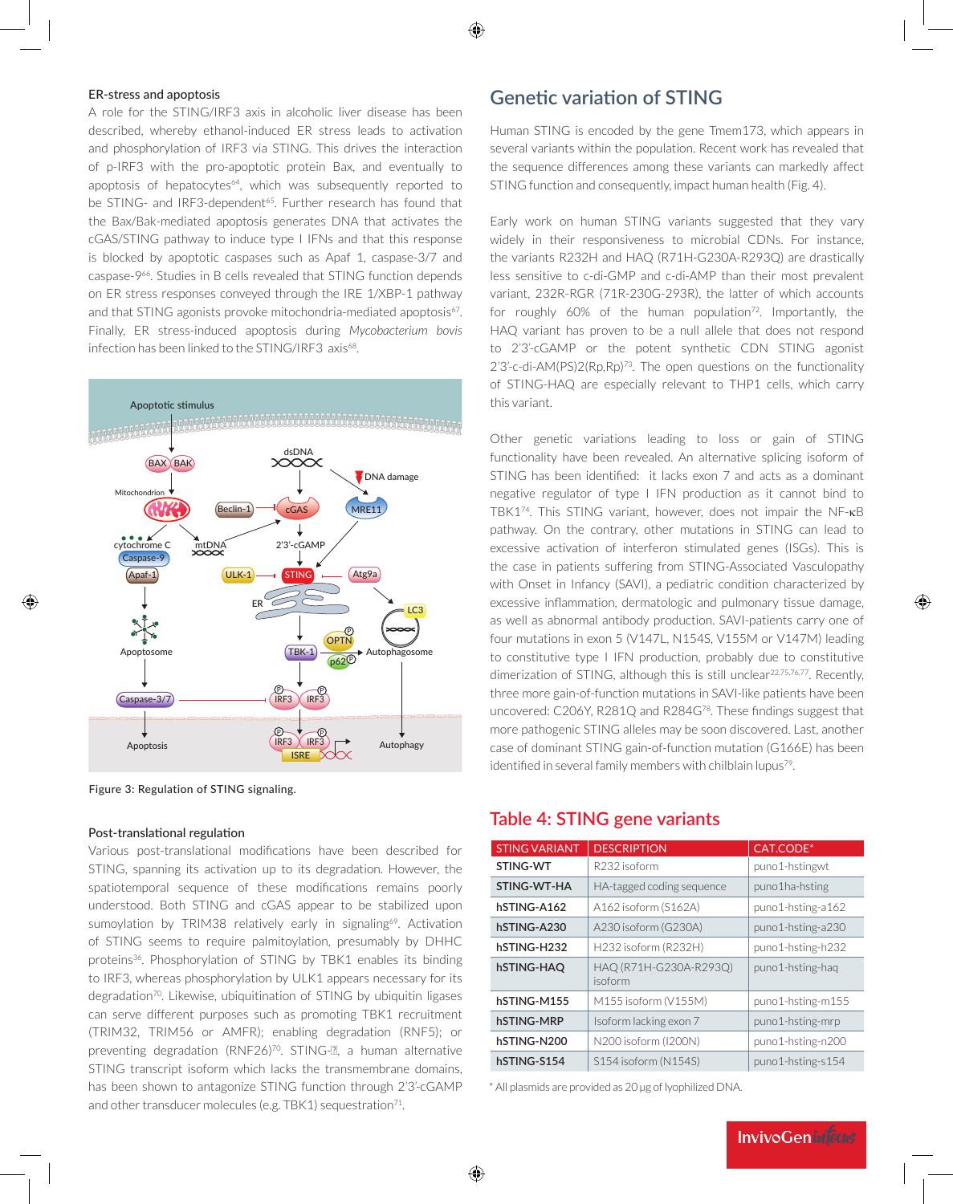### ER-stress and apoptosis

A role for the STING/IRF3 axis in alcoholic liver disease has been described, whereby ethanol-induced ER stress leads to activation and phosphorylation of IRF3 via STING. This drives the interaction of p-IRF3 with the pro-apoptotic protein Bax, and eventually to apoptosis of hepatocytes[64], which was subsequently reported to be STING- and IRF3-dependent[65]. Further research has found that the Bax/Bak-mediated apoptosis generates DNA that activates the cGAS/STING pathway to induce type I IFNs and that this response is blocked by apoptotic caspases such as Apaf 1, caspase-3/7 and caspase-9[66]. Studies in B cells revealed that STING function depends on ER stress responses conveyed through the IRE 1/XBP-1 pathway and that STING agonists provoke mitochondria-mediated apoptosis[67]. Finally, ER stress-induced apoptosis during *Mycobacterium bovis* infection has been linked to the STING/IRF3 axis[68].

Figure 3: Regulation of STING signaling.

### Post-translational regulation

Various post-translational modifications have been described for STING, spanning its activation up to its degradation. However, the spatiotemporal sequence of these modifications remains poorly understood. Both STING and cGAS appear to be stabilized upon sumoylation by TRIM38 relatively early in signaling[69]. Activation of STING seems to require palmitoylation, presumably by DHHC proteins[36]. Phosphorylation of STING by TBK1 enables its binding to IRF3, whereas phosphorylation by ULK1 appears necessary for its degradation[70]. Likewise, ubiquitination of STING by ubiquitin ligases can serve different purposes such as promoting TBK1 recruitment (TRIM32, TRIM56 or AMFR); enabling degradation (RNF5); or preventing degradation (RNF26)[70]. STING-β, a human alternative STING transcript isoform which lacks the transmembrane domains, has been shown to antagonize STING function through 2'3'-cGAMP and other transducer molecules (e.g. TBK1) sequestration[71].

## Genetic variation of STING

Human STING is encoded by the gene Tmem173, which appears in several variants within the population. Recent work has revealed that the sequence differences among these variants can markedly affect STING function and consequently, impact human health (Fig. 4).

Early work on human STING variants suggested that they vary widely in their responsiveness to microbial CDNs. For instance, the variants R232H and HAQ (R71H-G230A-R293Q) are drastically less sensitive to c-di-GMP and c-di-AMP than their most prevalent variant, 232R-RGR (71R-230G-293R), the latter of which accounts for roughly 60% of the human population[72]. Importantly, the HAQ variant has proven to be a null allele that does not respond to 2'3'-cGAMP or the potent synthetic CDN STING agonist 2'3'-c-di-AM(PS)2(Rp,Rp)[73]. The open questions on the functionality of STING-HAQ are especially relevant to THP1 cells, which carry this variant.

Other genetic variations leading to loss or gain of STING functionality have been revealed. An alternative splicing isoform of STING has been identified: it lacks exon 7 and acts as a dominant negative regulator of type I IFN production as it cannot bind to TBK1[74]. This STING variant, however, does not impair the NF-κB pathway. On the contrary, other mutations in STING can lead to excessive activation of interferon stimulated genes (ISGs). This is the case in patients suffering from STING-Associated Vasculopathy with Onset in Infancy (SAVI), a pediatric condition characterized by excessive inflammation, dermatologic and pulmonary tissue damage, as well as abnormal antibody production. SAVI-patients carry one of four mutations in exon 5 (V147L, N154S, V155M or V147M) leading to constitutive type I IFN production, probably due to constitutive dimerization of STING, although this is still unclear[22,75,76,77]. Recently, three more gain-of-function mutations in SAVI-like patients have been uncovered: C206Y, R281Q and R284G[78]. These findings suggest that more pathogenic STING alleles may be soon discovered. Last, another case of dominant STING gain-of-function mutation (G166E) has been identified in several family members with chilblain lupus[79].

## Table 4: STING gene variants

| STING VARIANT | DESCRIPTION | CAT.CODE* |
|---|---|---|
| STING-WT | R232 isoform | puno1-hstingwt |
| STING-WT-HA | HA-tagged coding sequence | puno1ha-hsting |
| hSTING-A162 | A162 isoform (S162A) | puno1-hsting-a162 |
| hSTING-A230 | A230 isoform (G230A) | puno1-hsting-a230 |
| hSTING-H232 | H232 isoform (R232H) | puno1-hsting-h232 |
| hSTING-HAQ | HAQ (R71H-G230A-R293Q) isoform | puno1-hsting-haq |
| hSTING-M155 | M155 isoform (V155M) | puno1-hsting-m155 |
| hSTING-MRP | Isoform lacking exon 7 | puno1-hsting-mrp |
| hSTING-N200 | N200 isoform (I200N) | puno1-hsting-n200 |
| hSTING-S154 | S154 isoform (N154S) | puno1-hsting-s154 |

\* All plasmids are provided as 20 µg of lyophilized DNA.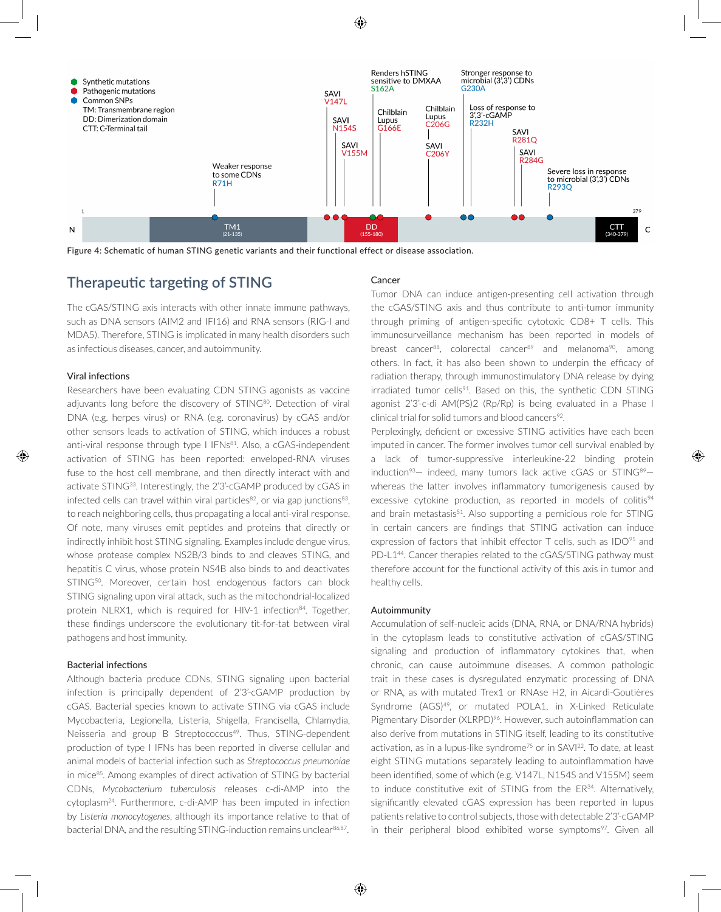Synthetic mutations
Pathogenic mutations
Common SNPs
TM: Transmembrane region
DD: Dimerization domain
CTT: C-Terminal tail

Weaker response to some CDNs R71H

SAVI V147L

SAVI N154S

SAVI V155M

Renders hSTING sensitive to DMXAA S162A

Chilblain Lupus G166E

Chilblain Lupus C206G

SAVI C206Y

Stronger response to microbial (3',3') CDNs G230A

Loss of response to 3',3'-cGAMP R232H

SAVI R281Q

SAVI R284G

Severe loss in response to microbial (3',3') CDNs R293Q

1 — 379

N — TM1 (21-135) — DD (155-180) — CTT (340-379) — C

Figure 4: Schematic of human STING genetic variants and their functional effect or disease association.

## Therapeutic targeting of STING

The cGAS/STING axis interacts with other innate immune pathways, such as DNA sensors (AIM2 and IFI16) and RNA sensors (RIG-I and MDA5). Therefore, STING is implicated in many health disorders such as infectious diseases, cancer, and autoimmunity.

### Viral infections

Researchers have been evaluating CDN STING agonists as vaccine adjuvants long before the discovery of STING[80]. Detection of viral DNA (e.g. herpes virus) or RNA (e.g. coronavirus) by cGAS and/or other sensors leads to activation of STING, which induces a robust anti-viral response through type I IFNs[81]. Also, a cGAS-independent activation of STING has been reported: enveloped-RNA viruses fuse to the host cell membrane, and then directly interact with and activate STING[33]. Interestingly, the 2'3'-cGAMP produced by cGAS in infected cells can travel within viral particles[82], or via gap junctions[83], to reach neighboring cells, thus propagating a local anti-viral response. Of note, many viruses emit peptides and proteins that directly or indirectly inhibit host STING signaling. Examples include dengue virus, whose protease complex NS2B/3 binds to and cleaves STING, and hepatitis C virus, whose protein NS4B also binds to and deactivates STING[50]. Moreover, certain host endogenous factors can block STING signaling upon viral attack, such as the mitochondrial-localized protein NLRX1, which is required for HIV-1 infection[84]. Together, these findings underscore the evolutionary tit-for-tat between viral pathogens and host immunity.

### Bacterial infections

Although bacteria produce CDNs, STING signaling upon bacterial infection is principally dependent of 2'3'-cGAMP production by cGAS. Bacterial species known to activate STING via cGAS include Mycobacteria, Legionella, Listeria, Shigella, Francisella, Chlamydia, Neisseria and group B Streptococcus[49]. Thus, STING-dependent production of type I IFNs has been reported in diverse cellular and animal models of bacterial infection such as *Streptococcus pneumoniae* in mice[85]. Among examples of direct activation of STING by bacterial CDNs, *Mycobacterium tuberculosis* releases c-di-AMP into the cytoplasm[24]. Furthermore, c-di-AMP has been imputed in infection by *Listeria monocytogenes*, although its importance relative to that of bacterial DNA, and the resulting STING-induction remains unclear[86,87].

### Cancer

Tumor DNA can induce antigen-presenting cell activation through the cGAS/STING axis and thus contribute to anti-tumor immunity through priming of antigen-specific cytotoxic CD8+ T cells. This immunosurveillance mechanism has been reported in models of breast cancer[88], colorectal cancer[89] and melanoma[90], among others. In fact, it has also been shown to underpin the efficacy of radiation therapy, through immunostimulatory DNA release by dying irradiated tumor cells[91]. Based on this, the synthetic CDN STING agonist 2'3'-c-di AM(PS)2 (Rp/Rp) is being evaluated in a Phase I clinical trial for solid tumors and blood cancers[92].

Perplexingly, deficient or excessive STING activities have each been imputed in cancer. The former involves tumor cell survival enabled by a lack of tumor-suppressive interleukine-22 binding protein induction[93]— indeed, many tumors lack active cGAS or STING[89]— whereas the latter involves inflammatory tumorigenesis caused by excessive cytokine production, as reported in models of colitis[94] and brain metastasis[51]. Also supporting a pernicious role for STING in certain cancers are findings that STING activation can induce expression of factors that inhibit effector T cells, such as IDO[95] and PD-L1[44]. Cancer therapies related to the cGAS/STING pathway must therefore account for the functional activity of this axis in tumor and healthy cells.

### Autoimmunity

Accumulation of self-nucleic acids (DNA, RNA, or DNA/RNA hybrids) in the cytoplasm leads to constitutive activation of cGAS/STING signaling and production of inflammatory cytokines that, when chronic, can cause autoimmune diseases. A common pathologic trait in these cases is dysregulated enzymatic processing of DNA or RNA, as with mutated Trex1 or RNAse H2, in Aicardi-Goutières Syndrome (AGS)[49], or mutated POLA1, in X-Linked Reticulate Pigmentary Disorder (XLRPD)[96]. However, such autoinflammation can also derive from mutations in STING itself, leading to its constitutive activation, as in a lupus-like syndrome[75] or in SAVI[22]. To date, at least eight STING mutations separately leading to autoinflammation have been identified, some of which (e.g. V147L, N154S and V155M) seem to induce constitutive exit of STING from the ER[34]. Alternatively, significantly elevated cGAS expression has been reported in lupus patients relative to control subjects, those with detectable 2'3'-cGAMP in their peripheral blood exhibited worse symptoms[97]. Given all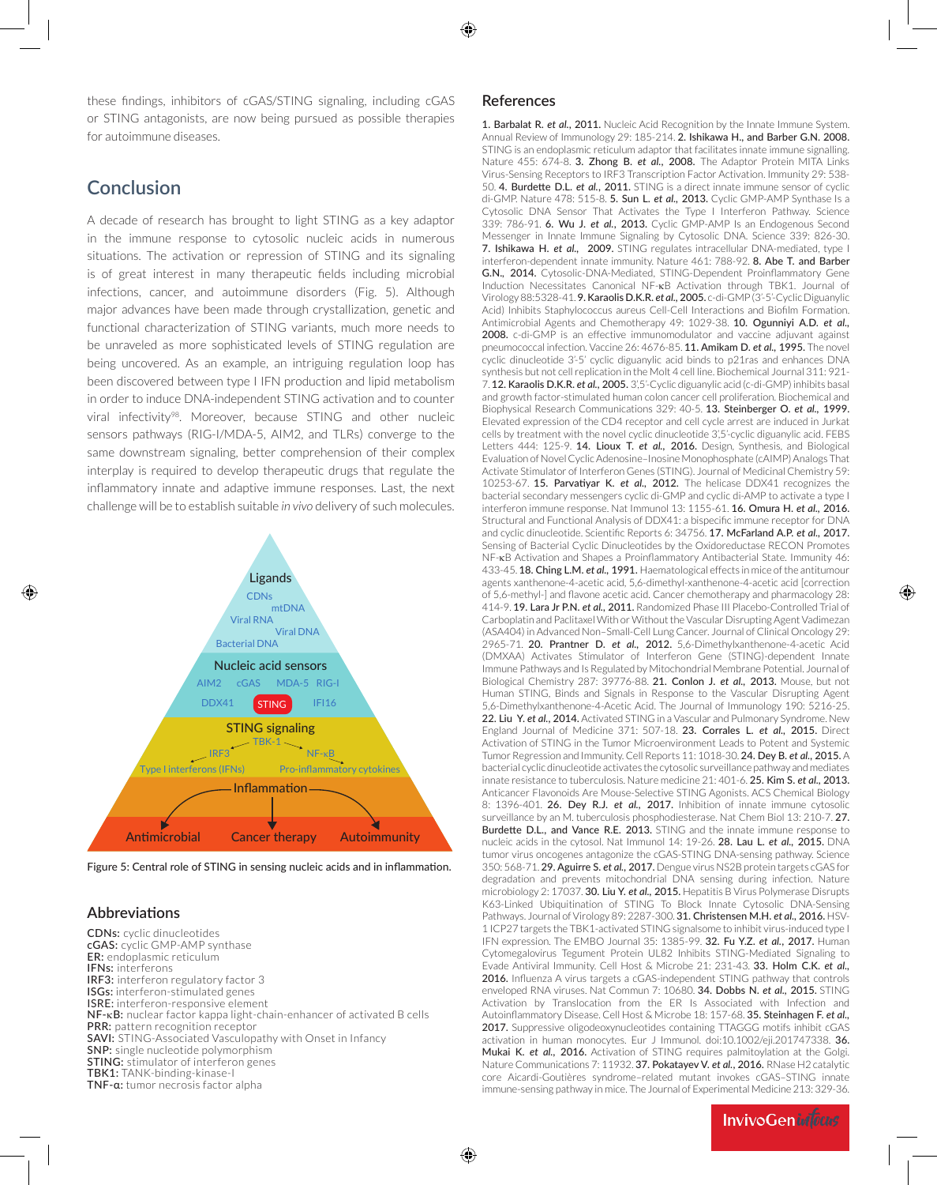these findings, inhibitors of cGAS/STING signaling, including cGAS or STING antagonists, are now being pursued as possible therapies for autoimmune diseases.

## Conclusion

A decade of research has brought to light STING as a key adaptor in the immune response to cytosolic nucleic acids in numerous situations. The activation or repression of STING and its signaling is of great interest in many therapeutic fields including microbial infections, cancer, and autoimmune disorders (Fig. 5). Although major advances have been made through crystallization, genetic and functional characterization of STING variants, much more needs to be unraveled as more sophisticated levels of STING regulation are being uncovered. As an example, an intriguing regulation loop has been discovered between type I IFN production and lipid metabolism in order to induce DNA-independent STING activation and to counter viral infectivity[98]. Moreover, because STING and other nucleic sensors pathways (RIG-I/MDA-5, AIM2, and TLRs) converge to the same downstream signaling, better comprehension of their complex interplay is required to develop therapeutic drugs that regulate the inflammatory innate and adaptive immune responses. Last, the next challenge will be to establish suitable *in vivo* delivery of such molecules.

Ligands: CDNs, mtDNA, Viral RNA, Viral DNA, Bacterial DNA
Nucleic acid sensors: AIM2, cGAS, MDA-5, RIG-I, DDX41, STING, IFI16
STING signaling: TBK-1, IRF3, NF-κB, Type I interferons (IFNs), Pro-inflammatory cytokines
Inflammation
Antimicrobial, Cancer therapy, Autoimmunity

Figure 5: Central role of STING in sensing nucleic acids and in inflammation.

### Abbreviations

**CDNs:** cyclic dinucleotides
**cGAS:** cyclic GMP-AMP synthase
**ER:** endoplasmic reticulum
**IFNs:** interferons
**IRF3:** interferon regulatory factor 3
**ISGs:** interferon-stimulated genes
**ISRE:** interferon-responsive element
**NF-κB:** nuclear factor kappa light-chain-enhancer of activated B cells
**PRR:** pattern recognition receptor
**SAVI:** STING-Associated Vasculopathy with Onset in Infancy
**SNP:** single nucleotide polymorphism
**STING:** stimulator of interferon genes
**TBK1:** TANK-binding-kinase-I
**TNF-α:** tumor necrosis factor alpha

## References

**1. Barbalat R. *et al.*, 2011.** Nucleic Acid Recognition by the Innate Immune System. Annual Review of Immunology 29: 185-214. **2. Ishikawa H., and Barber G.N. 2008.** STING is an endoplasmic reticulum adaptor that facilitates innate immune signalling. Nature 455: 674-8. **3. Zhong B. *et al.*, 2008.** The Adaptor Protein MITA Links Virus-Sensing Receptors to IRF3 Transcription Factor Activation. Immunity 29: 538-50. **4. Burdette D.L. *et al.*, 2011.** STING is a direct innate immune sensor of cyclic di-GMP. Nature 478: 515-8. **5. Sun L. *et al.*, 2013.** Cyclic GMP-AMP Synthase Is a Cytosolic DNA Sensor That Activates the Type I Interferon Pathway. Science 339: 786-91. **6. Wu J. *et al.*, 2013.** Cyclic GMP-AMP Is an Endogenous Second Messenger in Innate Immune Signaling by Cytosolic DNA. Science 339: 826-30. **7. Ishikawa H. *et al.*, 2009.** STING regulates intracellular DNA-mediated, type I interferon-dependent innate immunity. Nature 461: 788-92. **8. Abe T. and Barber G.N., 2014.** Cytosolic-DNA-Mediated, STING-Dependent Proinflammatory Gene Induction Necessitates Canonical NF-κB Activation through TBK1. Journal of Virology 88:5328-41. **9. Karaolis D.K.R. *et al.*, 2005.** c-di-GMP (3'-5'-Cyclic Diguanylic Acid) Inhibits Staphylococcus aureus Cell-Cell Interactions and Biofilm Formation. Antimicrobial Agents and Chemotherapy 49: 1029-38. **10. Ogunniyi A.D. *et al.*, 2008.** c-di-GMP is an effective immunomodulator and vaccine adjuvant against pneumococcal infection. Vaccine 26: 4676-85. **11. Amikam D. *et al.*, 1995.** The novel cyclic dinucleotide 3'-5' cyclic diguanylic acid binds to p21ras and enhances DNA synthesis but not cell replication in the Molt 4 cell line. Biochemical Journal 311: 921-7. **12. Karaolis D.K.R. *et al.*, 2005.** 3',5'-Cyclic diguanylic acid (c-di-GMP) inhibits basal and growth factor-stimulated human colon cancer cell proliferation. Biochemical and Biophysical Research Communications 329: 40-5. **13. Steinberger O. *et al.*, 1999.** Elevated expression of the CD4 receptor and cell cycle arrest are induced in Jurkat cells by treatment with the novel cyclic dinucleotide 3',5'-cyclic diguanylic acid. FEBS Letters 444: 125-9. **14. Lioux T. *et al.*, 2016.** Design, Synthesis, and Biological Evaluation of Novel Cyclic Adenosine–Inosine Monophosphate (cAIMP) Analogs That Activate Stimulator of Interferon Genes (STING). Journal of Medicinal Chemistry 59: 10253-67. **15. Parvatiyar K. *et al.*, 2012.** The helicase DDX41 recognizes the bacterial secondary messengers cyclic di-GMP and cyclic di-AMP to activate a type I interferon immune response. Nat Immunol 13: 1155-61. **16. Omura H. *et al.*, 2016.** Structural and Functional Analysis of DDX41: a bispecific immune receptor for DNA and cyclic dinucleotide. Scientific Reports 6: 34756. **17. McFarland A.P. *et al.*, 2017.** Sensing of Bacterial Cyclic Dinucleotides by the Oxidoreductase RECON Promotes NF-κB Activation and Shapes a Proinflammatory Antibacterial State. Immunity 46: 433-45. **18. Ching L.M. *et al.*, 1991.** Haematological effects in mice of the antitumour agents xanthenone-4-acetic acid, 5,6-dimethyl-xanthenone-4-acetic acid [correction of 5,6-methyl-] and flavone acetic acid. Cancer chemotherapy and pharmacology 28: 414-9. **19. Lara Jr P.N. *et al.*, 2011.** Randomized Phase III Placebo-Controlled Trial of Carboplatin and Paclitaxel With or Without the Vascular Disrupting Agent Vadimezan (ASA404) in Advanced Non–Small-Cell Lung Cancer. Journal of Clinical Oncology 29: 2965-71. **20. Prantner D. *et al.*, 2012.** 5,6-Dimethylxanthenone-4-acetic Acid (DMXAA) Activates Stimulator of Interferon Gene (STING)-dependent Innate Immune Pathways and Is Regulated by Mitochondrial Membrane Potential. Journal of Biological Chemistry 287: 39776-88. **21. Conlon J. *et al.*, 2013.** Mouse, but not Human STING, Binds and Signals in Response to the Vascular Disrupting Agent 5,6-Dimethylxanthenone-4-Acetic Acid. The Journal of Immunology 190: 5216-25. **22. Liu Y. *et al.*, 2014.** Activated STING in a Vascular and Pulmonary Syndrome. New England Journal of Medicine 371: 507-18. **23. Corrales L. *et al.*, 2015.** Direct Activation of STING in the Tumor Microenvironment Leads to Potent and Systemic Tumor Regression and Immunity. Cell Reports 11: 1018-30. **24. Dey B. *et al.*, 2015.** A bacterial cyclic dinucleotide activates the cytosolic surveillance pathway and mediates innate resistance to tuberculosis. Nature medicine 21: 401-6. **25. Kim S. *et al.*, 2013.** Anticancer Flavonoids Are Mouse-Selective STING Agonists. ACS Chemical Biology 8: 1396-401. **26. Dey R.J. *et al.*, 2017.** Inhibition of innate immune cytosolic surveillance by an M. tuberculosis phosphodiesterase. Nat Chem Biol 13: 210-7. **27. Burdette D.L., and Vance R.E. 2013.** STING and the innate immune response to nucleic acids in the cytosol. Nat Immunol 14: 19-26. **28. Lau L. *et al.*, 2015.** DNA tumor virus oncogenes antagonize the cGAS-STING DNA-sensing pathway. Science 350: 568-71. **29. Aguirre S. *et al.*, 2017.** Dengue virus NS2B protein targets cGAS for degradation and prevents mitochondrial DNA sensing during infection. Nature microbiology 2: 17037. **30. Liu Y. *et al.*, 2015.** Hepatitis B Virus Polymerase Disrupts K63-Linked Ubiquitination of STING To Block Innate Cytosolic DNA-Sensing Pathways. Journal of Virology 89: 2287-300. **31. Christensen M.H. *et al.*, 2016.** HSV-1 ICP27 targets the TBK1-activated STING signalsome to inhibit virus-induced type I IFN expression. The EMBO Journal 35: 1385-99. **32. Fu Y.Z. *et al.*, 2017.** Human Cytomegalovirus Tegument Protein UL82 Inhibits STING-Mediated Signaling to Evade Antiviral Immunity. Cell Host & Microbe 21: 231-43. **33. Holm C.K. *et al.*, 2016.** Influenza A virus targets a cGAS-independent STING pathway that controls enveloped RNA viruses. Nat Commun 7: 10680. **34. Dobbs N. *et al.*, 2015.** STING Activation by Translocation from the ER Is Associated with Infection and Autoinflammatory Disease. Cell Host & Microbe 18: 157-68. **35. Steinhagen F. *et al.*, 2017.** Suppressive oligodeoxynucleotides containing TTAGGG motifs inhibit cGAS activation in human monocytes. Eur J Immunol. doi:10.1002/eji.201747338. **36. Mukai K. *et al.*, 2016.** Activation of STING requires palmitoylation at the Golgi. Nature Communications 7: 11932. **37. Pokatayev V. *et al.*, 2016.** RNase H2 catalytic core Aicardi-Goutières syndrome–related mutant invokes cGAS–STING innate immune-sensing pathway in mice. The Journal of Experimental Medicine 213: 329-36.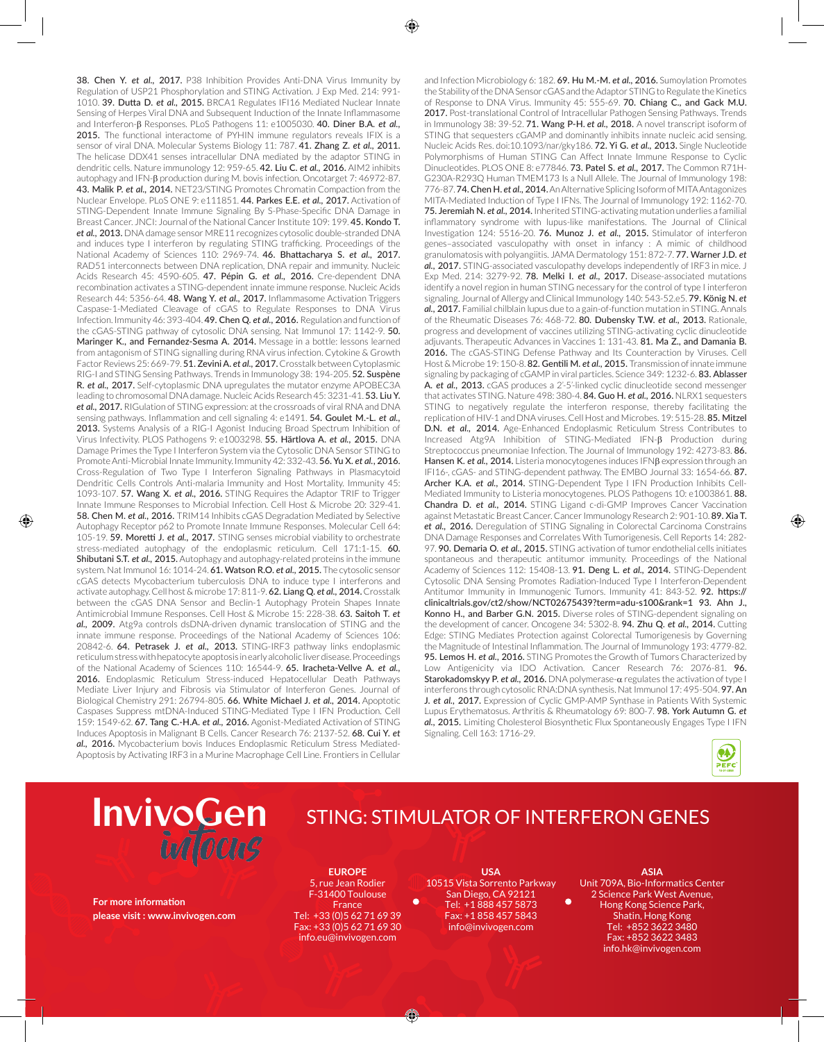**38. Chen Y. *et al.*, 2017.** P38 Inhibition Provides Anti-DNA Virus Immunity by Regulation of USP21 Phosphorylation and STING Activation. J Exp Med. 214: 991-1010. **39. Dutta D. *et al.*, 2015.** BRCA1 Regulates IFI16 Mediated Nuclear Innate Sensing of Herpes Viral DNA and Subsequent Induction of the Innate Inflammasome and Interferon-β Responses. PLoS Pathogens 11: e1005030. **40. Diner B.A. *et al.*, 2015.** The functional interactome of PYHIN immune regulators reveals IFIX is a sensor of viral DNA. Molecular Systems Biology 11: 787. **41. Zhang Z. *et al.*, 2011.** The helicase DDX41 senses intracellular DNA mediated by the adaptor STING in dendritic cells. Nature immunology 12: 959-65. **42. Liu C. *et al.*, 2016.** AIM2 inhibits autophagy and IFN-β production during M. bovis infection. Oncotarget 7: 46972-87. **43. Malik P. *et al.*, 2014.** NET23/STING Promotes Chromatin Compaction from the Nuclear Envelope. PLoS ONE 9: e111851. **44. Parkes E.E. *et al.*, 2017.** Activation of STING-Dependent Innate Immune Signaling By S-Phase-Specific DNA Damage in Breast Cancer. JNCI: Journal of the National Cancer Institute 109: 199. **45. Kondo T. *et al.*, 2013.** DNA damage sensor MRE11 recognizes cytosolic double-stranded DNA and induces type I interferon by regulating STING trafficking. Proceedings of the National Academy of Sciences 110: 2969-74. **46. Bhattacharya S. *et al.*, 2017.** RAD51 interconnects between DNA replication, DNA repair and immunity. Nucleic Acids Research 45: 4590-605. **47. Pépin G. *et al.*, 2016.** Cre-dependent DNA recombination activates a STING-dependent innate immune response. Nucleic Acids Research 44: 5356-64. **48. Wang Y. *et al.*, 2017.** Inflammasome Activation Triggers Caspase-1-Mediated Cleavage of cGAS to Regulate Responses to DNA Virus Infection. Immunity 46: 393-404. **49. Chen Q. *et al.*, 2016.** Regulation and function of the cGAS-STING pathway of cytosolic DNA sensing. Nat Immunol 17: 1142-9. **50. Maringer K., and Fernandez-Sesma A. 2014.** Message in a bottle: lessons learned from antagonism of STING signalling during RNA virus infection. Cytokine & Growth Factor Reviews 25: 669-79. **51. Zevini A. *et al.*, 2017.** Crosstalk between Cytoplasmic RIG-I and STING Sensing Pathways. Trends in Immunology 38: 194-205. **52. Suspène R. *et al.*, 2017.** Self-cytoplasmic DNA upregulates the mutator enzyme APOBEC3A leading to chromosomal DNA damage. Nucleic Acids Research 45: 3231-41. **53. Liu Y. *et al.*, 2017.** RIGulation of STING expression: at the crossroads of viral RNA and DNA sensing pathways. Inflammation and cell signaling 4: e1491. **54. Goulet M.-L. *et al.*, 2013.** Systems Analysis of a RIG-I Agonist Inducing Broad Spectrum Inhibition of Virus Infectivity. PLOS Pathogens 9: e1003298. **55. Härtlova A. *et al.*, 2015.** DNA Damage Primes the Type I Interferon System via the Cytosolic DNA Sensor STING to Promote Anti-Microbial Innate Immunity. Immunity 42: 332-43. **56. Yu X. *et al.*, 2016.** Cross-Regulation of Two Type I Interferon Signaling Pathways in Plasmacytoid Dendritic Cells Controls Anti-malaria Immunity and Host Mortality. Immunity 45: 1093-107. **57. Wang X. *et al.*, 2016.** STING Requires the Adaptor TRIF to Trigger Innate Immune Responses to Microbial Infection. Cell Host & Microbe 20: 329-41. **58. Chen M. *et al.*, 2016.** TRIM14 Inhibits cGAS Degradation Mediated by Selective Autophagy Receptor p62 to Promote Innate Immune Responses. Molecular Cell 64: 105-19. **59. Moretti J. *et al.*, 2017.** STING senses microbial viability to orchestrate stress-mediated autophagy of the endoplasmic reticulum. Cell 171:1-15. **60. Shibutani S.T. *et al.*, 2015.** Autophagy and autophagy-related proteins in the immune system. Nat Immunol 16: 1014-24. **61. Watson R.O. *et al.*, 2015.** The cytosolic sensor cGAS detects Mycobacterium tuberculosis DNA to induce type I interferons and activate autophagy. Cell host & microbe 17: 811-9. **62. Liang Q. *et al.*, 2014.** Crosstalk between the cGAS DNA Sensor and Beclin-1 Autophagy Protein Shapes Innate Antimicrobial Immune Responses. Cell Host & Microbe 15: 228-38. **63. Saitoh T. *et al.*, 2009.** Atg9a controls dsDNA-driven dynamic translocation of STING and the innate immune response. Proceedings of the National Academy of Sciences 106: 20842-6. **64. Petrasek J. *et al.*, 2013.** STING-IRF3 pathway links endoplasmic reticulum stress with hepatocyte apoptosis in early alcoholic liver disease. Proceedings of the National Academy of Sciences 110: 16544-9. **65. Iracheta-Vellve A. *et al.*, 2016.** Endoplasmic Reticulum Stress-induced Hepatocellular Death Pathways Mediate Liver Injury and Fibrosis via Stimulator of Interferon Genes. Journal of Biological Chemistry 291: 26794-805. **66. White Michael J. *et al.*, 2014.** Apoptotic Caspases Suppress mtDNA-Induced STING-Mediated Type I IFN Production. Cell 159: 1549-62. **67. Tang C.-H.A. *et al.*, 2016.** Agonist-Mediated Activation of STING Induces Apoptosis in Malignant B Cells. Cancer Research 76: 2137-52. **68. Cui Y. *et al.*, 2016.** Mycobacterium bovis Induces Endoplasmic Reticulum Stress Mediated-Apoptosis by Activating IRF3 in a Murine Macrophage Cell Line. Frontiers in Cellular and Infection Microbiology 6: 182. **69. Hu M.-M. *et al.*, 2016.** Sumoylation Promotes the Stability of the DNA Sensor cGAS and the Adaptor STING to Regulate the Kinetics of Response to DNA Virus. Immunity 45: 555-69. **70. Chiang C., and Gack M.U. 2017.** Post-translational Control of Intracellular Pathogen Sensing Pathways. Trends in Immunology 38: 39-52. **71. Wang P-H. *et al.*, 2018.** A novel transcript isoform of STING that sequesters cGAMP and dominantly inhibits innate nucleic acid sensing. Nucleic Acids Res. doi:10.1093/nar/gky186. **72. Yi G. *et al.*, 2013.** Single Nucleotide Polymorphisms of Human STING Can Affect Innate Immune Response to Cyclic Dinucleotides. PLOS ONE 8: e77846. **73. Patel S. *et al.*, 2017.** The Common R71H-G230A-R293Q Human TMEM173 Is a Null Allele. The Journal of Immunology 198: 776-87. **74. Chen H. *et al.*, 2014.** An Alternative Splicing Isoform of MITA Antagonizes MITA-Mediated Induction of Type I IFNs. The Journal of Immunology 192: 1162-70. **75. Jeremiah N. *et al.*, 2014.** Inherited STING-activating mutation underlies a familial inflammatory syndrome with lupus-like manifestations. The Journal of Clinical Investigation 124: 5516-20. **76. Munoz J. *et al.*, 2015.** Stimulator of interferon genes–associated vasculopathy with onset in infancy : A mimic of childhood granulomatosis with polyangiitis. JAMA Dermatology 151: 872-7. **77. Warner J.D. *et al.*, 2017.** STING-associated vasculopathy develops independently of IRF3 in mice. J Exp Med. 214: 3279-92. **78. Melki I. *et al.*, 2017.** Disease-associated mutations identify a novel region in human STING necessary for the control of type I interferon signaling. Journal of Allergy and Clinical Immunology 140: 543-52.e5. **79. König N. *et al.*, 2017.** Familial chilblain lupus due to a gain-of-function mutation in STING. Annals of the Rheumatic Diseases 76: 468-72. **80. Dubensky T.W. *et al.*, 2013.** Rationale, progress and development of vaccines utilizing STING-activating cyclic dinucleotide adjuvants. Therapeutic Advances in Vaccines 1: 131-43. **81. Ma Z., and Damania B. 2016.** The cGAS-STING Defense Pathway and Its Counteraction by Viruses. Cell Host & Microbe 19: 150-8. **82. Gentili M. *et al.*, 2015.** Transmission of innate immune signaling by packaging of cGAMP in viral particles. Science 349: 1232-6. **83. Ablasser A. *et al.*, 2013.** cGAS produces a 2′-5′-linked cyclic dinucleotide second messenger that activates STING. Nature 498: 380-4. **84. Guo H. *et al.*, 2016.** NLRX1 sequesters STING to negatively regulate the interferon response, thereby facilitating the replication of HIV-1 and DNA viruses. Cell Host and Microbes. 19: 515-28. **85. Mitzel D.N. *et al.*, 2014.** Age-Enhanced Endoplasmic Reticulum Stress Contributes to Increased Atg9A Inhibition of STING-Mediated IFN-β Production during Streptococcus pneumoniae Infection. The Journal of Immunology 192: 4273-83. **86. Hansen K. *et al.*, 2014.** Listeria monocytogenes induces IFNβ expression through an IFI16-, cGAS- and STING-dependent pathway. The EMBO Journal 33: 1654-66. **87. Archer K.A. *et al.*, 2014.** STING-Dependent Type I IFN Production Inhibits Cell-Mediated Immunity to Listeria monocytogenes. PLOS Pathogens 10: e1003861. **88. Chandra D. *et al.*, 2014.** STING Ligand c-di-GMP Improves Cancer Vaccination against Metastatic Breast Cancer. Cancer Immunology Research 2: 901-10. **89. Xia T. *et al.*, 2016.** Deregulation of STING Signaling in Colorectal Carcinoma Constrains DNA Damage Responses and Correlates With Tumorigenesis. Cell Reports 14: 282-97. **90. Demaria O. *et al.*, 2015.** STING activation of tumor endothelial cells initiates spontaneous and therapeutic antitumor immunity. Proceedings of the National Academy of Sciences 112: 15408-13. **91. Deng L. *et al.*, 2014.** STING-Dependent Cytosolic DNA Sensing Promotes Radiation-Induced Type I Interferon-Dependent Antitumor Immunity in Immunogenic Tumors. Immunity 41: 843-52. **92. https://clinicaltrials.gov/ct2/show/NCT02675439?term=adu-s100&rank=1 93. Ahn J., Konno H., and Barber G.N. 2015.** Diverse roles of STING-dependent signaling on the development of cancer. Oncogene 34: 5302-8. **94. Zhu Q. *et al.*, 2014.** Cutting Edge: STING Mediates Protection against Colorectal Tumorigenesis by Governing the Magnitude of Intestinal Inflammation. The Journal of Immunology 193: 4779-82. **95. Lemos H. *et al.*, 2016.** STING Promotes the Growth of Tumors Characterized by Low Antigenicity via IDO Activation. Cancer Research 76: 2076-81. **96. Starokadomskyy P. *et al.*, 2016.** DNA polymerase-α regulates the activation of type I interferons through cytosolic RNA:DNA synthesis. Nat Immunol 17: 495-504. **97. An J. *et al.*, 2017.** Expression of Cyclic GMP-AMP Synthase in Patients With Systemic Lupus Erythematosus. Arthritis & Rheumatology 69: 800-7. **98. York Autumn G. *et al.*, 2015.** Limiting Cholesterol Biosynthetic Flux Spontaneously Engages Type I IFN Signaling. Cell 163: 1716-29.

PEFC

# InvivoGen infocus

## STING: STIMULATOR OF INTERFERON GENES

**For more information please visit : www.invivogen.com**

**EUROPE**
5, rue Jean Rodier
F-31400 Toulouse
France
Tel: +33 (0)5 62 71 69 39
Fax: +33 (0)5 62 71 69 30
info.eu@invivogen.com

**USA**
10515 Vista Sorrento Parkway
San Diego, CA 92121
Tel: +1 888 457 5873
Fax: +1 858 457 5843
info@invivogen.com

**ASIA**
Unit 709A, Bio-Informatics Center
2 Science Park West Avenue,
Hong Kong Science Park,
Shatin, Hong Kong
Tel: +852 3622 3480
Fax: +852 3622 3483
info.hk@invivogen.com